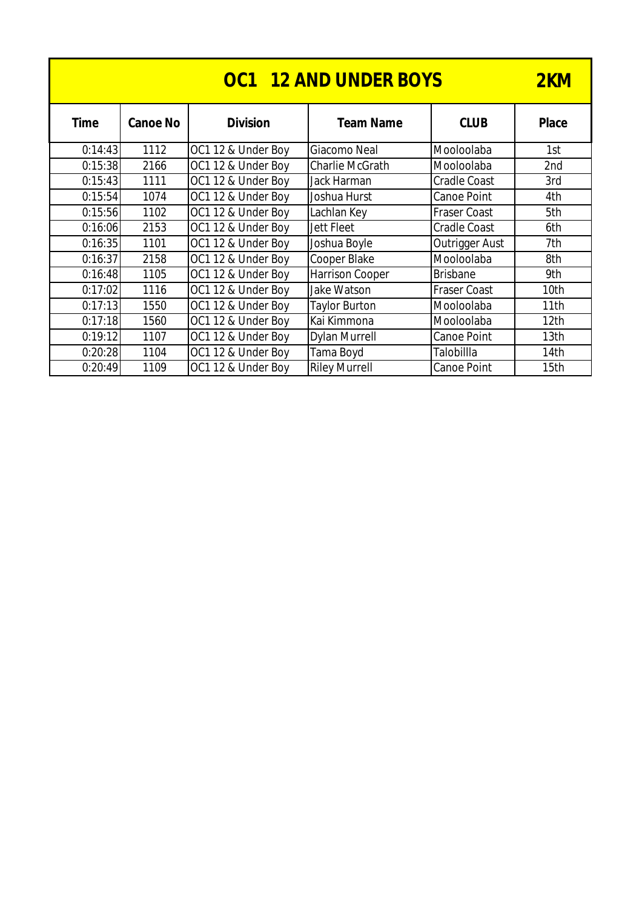# OC1 12 AND UNDER BOYS 2KM

| Time | Canoe No | Division | Team Name | CLUB | Place |
|---|---|---|---|---|---|
| 0:14:43 | 1112 | OC1 12 & Under Boy | Giacomo Neal | Mooloolaba | 1st |
| 0:15:38 | 2166 | OC1 12 & Under Boy | Charlie McGrath | Mooloolaba | 2nd |
| 0:15:43 | 1111 | OC1 12 & Under Boy | Jack Harman | Cradle Coast | 3rd |
| 0:15:54 | 1074 | OC1 12 & Under Boy | Joshua Hurst | Canoe Point | 4th |
| 0:15:56 | 1102 | OC1 12 & Under Boy | Lachlan Key | Fraser Coast | 5th |
| 0:16:06 | 2153 | OC1 12 & Under Boy | Jett Fleet | Cradle Coast | 6th |
| 0:16:35 | 1101 | OC1 12 & Under Boy | Joshua Boyle | Outrigger Aust | 7th |
| 0:16:37 | 2158 | OC1 12 & Under Boy | Cooper Blake | Mooloolaba | 8th |
| 0:16:48 | 1105 | OC1 12 & Under Boy | Harrison Cooper | Brisbane | 9th |
| 0:17:02 | 1116 | OC1 12 & Under Boy | Jake Watson | Fraser Coast | 10th |
| 0:17:13 | 1550 | OC1 12 & Under Boy | Taylor Burton | Mooloolaba | 11th |
| 0:17:18 | 1560 | OC1 12 & Under Boy | Kai Kimmona | Mooloolaba | 12th |
| 0:19:12 | 1107 | OC1 12 & Under Boy | Dylan Murrell | Canoe Point | 13th |
| 0:20:28 | 1104 | OC1 12 & Under Boy | Tama Boyd | Talobillla | 14th |
| 0:20:49 | 1109 | OC1 12 & Under Boy | Riley Murrell | Canoe Point | 15th |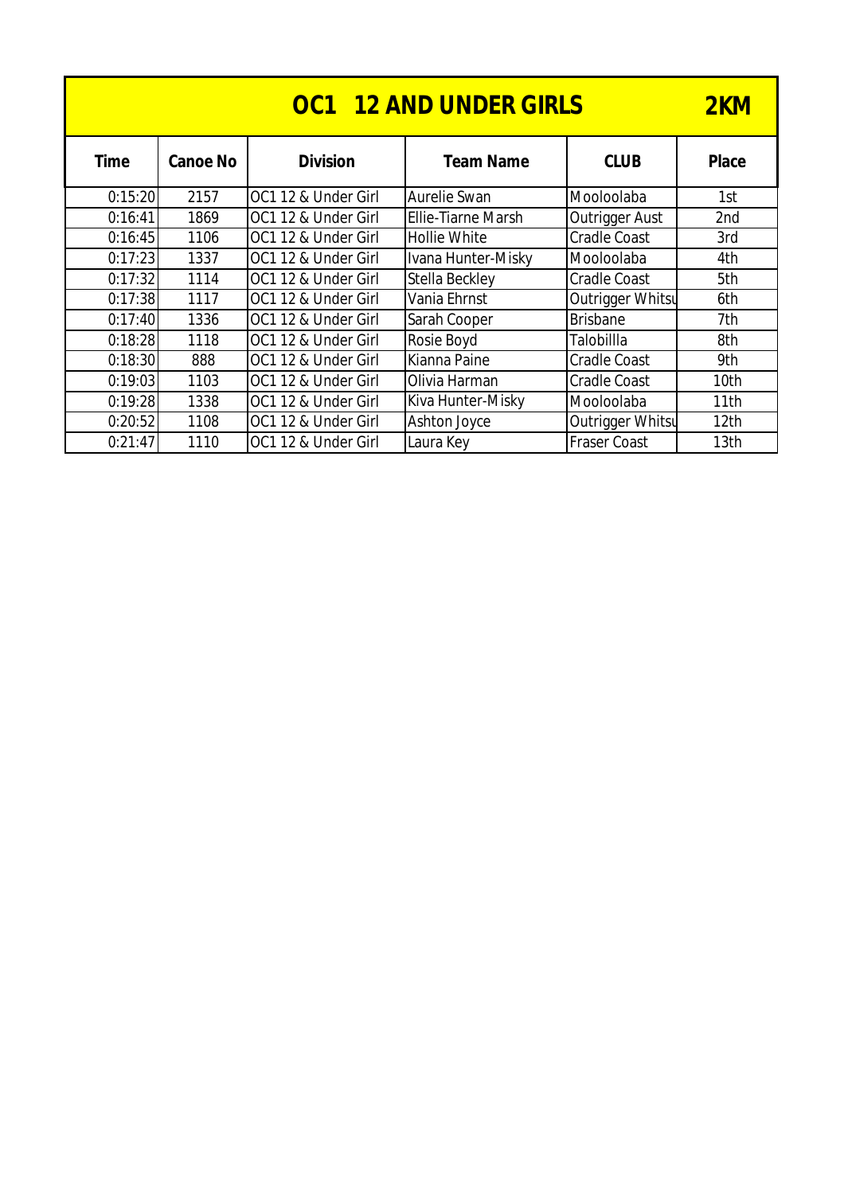# OC1 12 AND UNDER GIRLS 2KM

| Time | Canoe No | Division | Team Name | CLUB | Place |
|---|---|---|---|---|---|
| 0:15:20 | 2157 | OC1 12 & Under Girl | Aurelie Swan | Mooloolaba | 1st |
| 0:16:41 | 1869 | OC1 12 & Under Girl | Ellie-Tiarne Marsh | Outrigger Aust | 2nd |
| 0:16:45 | 1106 | OC1 12 & Under Girl | Hollie White | Cradle Coast | 3rd |
| 0:17:23 | 1337 | OC1 12 & Under Girl | Ivana Hunter-Misky | Mooloolaba | 4th |
| 0:17:32 | 1114 | OC1 12 & Under Girl | Stella Beckley | Cradle Coast | 5th |
| 0:17:38 | 1117 | OC1 12 & Under Girl | Vania Ehrnst | Outrigger Whitsu | 6th |
| 0:17:40 | 1336 | OC1 12 & Under Girl | Sarah Cooper | Brisbane | 7th |
| 0:18:28 | 1118 | OC1 12 & Under Girl | Rosie Boyd | Talobillla | 8th |
| 0:18:30 | 888 | OC1 12 & Under Girl | Kianna Paine | Cradle Coast | 9th |
| 0:19:03 | 1103 | OC1 12 & Under Girl | Olivia Harman | Cradle Coast | 10th |
| 0:19:28 | 1338 | OC1 12 & Under Girl | Kiva Hunter-Misky | Mooloolaba | 11th |
| 0:20:52 | 1108 | OC1 12 & Under Girl | Ashton Joyce | Outrigger Whitsu | 12th |
| 0:21:47 | 1110 | OC1 12 & Under Girl | Laura Key | Fraser Coast | 13th |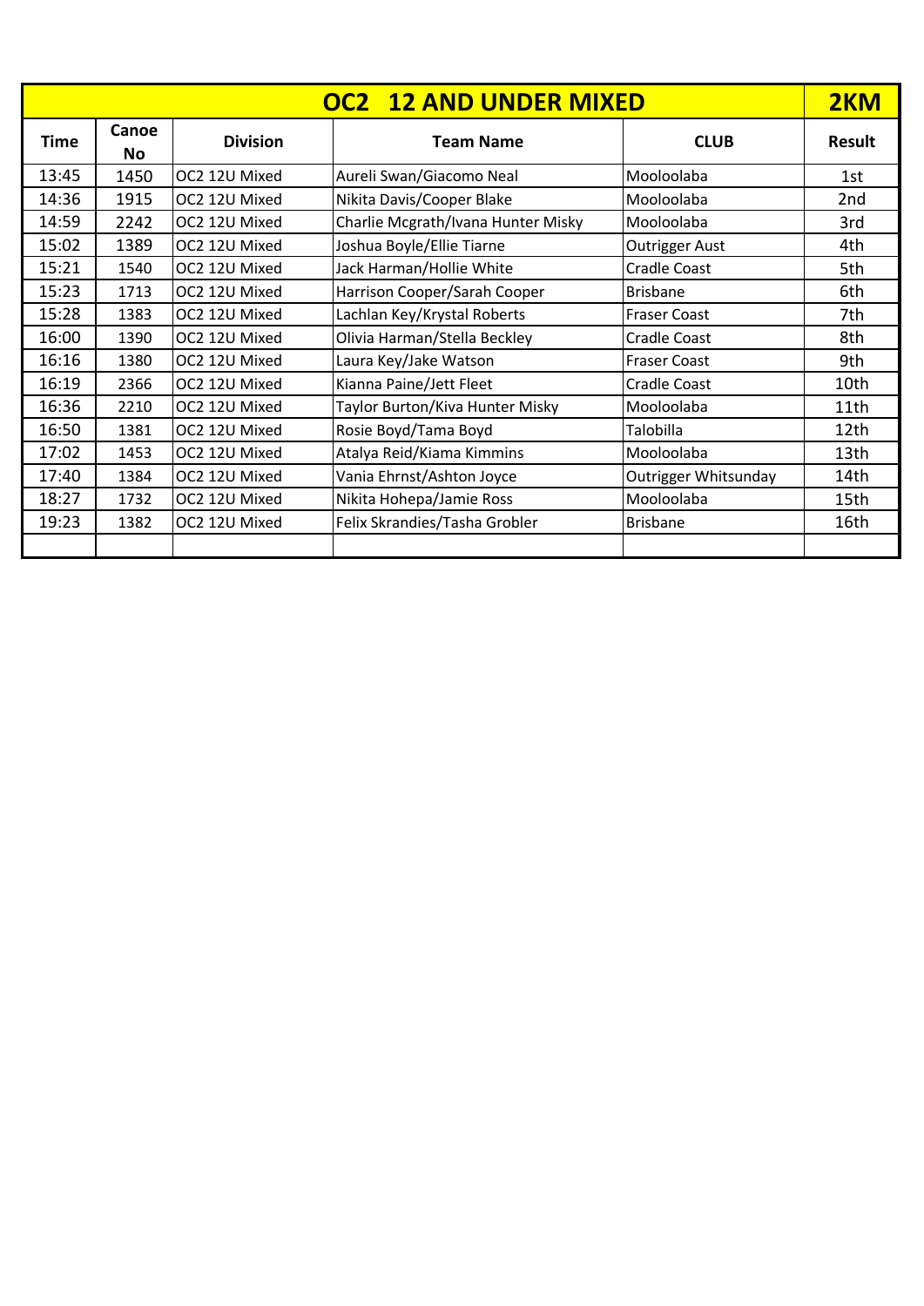| OC2 12 AND UNDER MIXED | | | | | 2KM |
|---|---|---|---|---|---|
| **Time** | **Canoe No** | **Division** | **Team Name** | **CLUB** | **Result** |
| 13:45 | 1450 | OC2 12U Mixed | Aureli Swan/Giacomo Neal | Mooloolaba | 1st |
| 14:36 | 1915 | OC2 12U Mixed | Nikita Davis/Cooper Blake | Mooloolaba | 2nd |
| 14:59 | 2242 | OC2 12U Mixed | Charlie Mcgrath/Ivana Hunter Misky | Mooloolaba | 3rd |
| 15:02 | 1389 | OC2 12U Mixed | Joshua Boyle/Ellie Tiarne | Outrigger Aust | 4th |
| 15:21 | 1540 | OC2 12U Mixed | Jack Harman/Hollie White | Cradle Coast | 5th |
| 15:23 | 1713 | OC2 12U Mixed | Harrison Cooper/Sarah Cooper | Brisbane | 6th |
| 15:28 | 1383 | OC2 12U Mixed | Lachlan Key/Krystal Roberts | Fraser Coast | 7th |
| 16:00 | 1390 | OC2 12U Mixed | Olivia Harman/Stella Beckley | Cradle Coast | 8th |
| 16:16 | 1380 | OC2 12U Mixed | Laura Key/Jake Watson | Fraser Coast | 9th |
| 16:19 | 2366 | OC2 12U Mixed | Kianna Paine/Jett Fleet | Cradle Coast | 10th |
| 16:36 | 2210 | OC2 12U Mixed | Taylor Burton/Kiva Hunter Misky | Mooloolaba | 11th |
| 16:50 | 1381 | OC2 12U Mixed | Rosie Boyd/Tama Boyd | Talobilla | 12th |
| 17:02 | 1453 | OC2 12U Mixed | Atalya Reid/Kiama Kimmins | Mooloolaba | 13th |
| 17:40 | 1384 | OC2 12U Mixed | Vania Ehrnst/Ashton Joyce | Outrigger Whitsunday | 14th |
| 18:27 | 1732 | OC2 12U Mixed | Nikita Hohepa/Jamie Ross | Mooloolaba | 15th |
| 19:23 | 1382 | OC2 12U Mixed | Felix Skrandies/Tasha Grobler | Brisbane | 16th |
| | | | | | |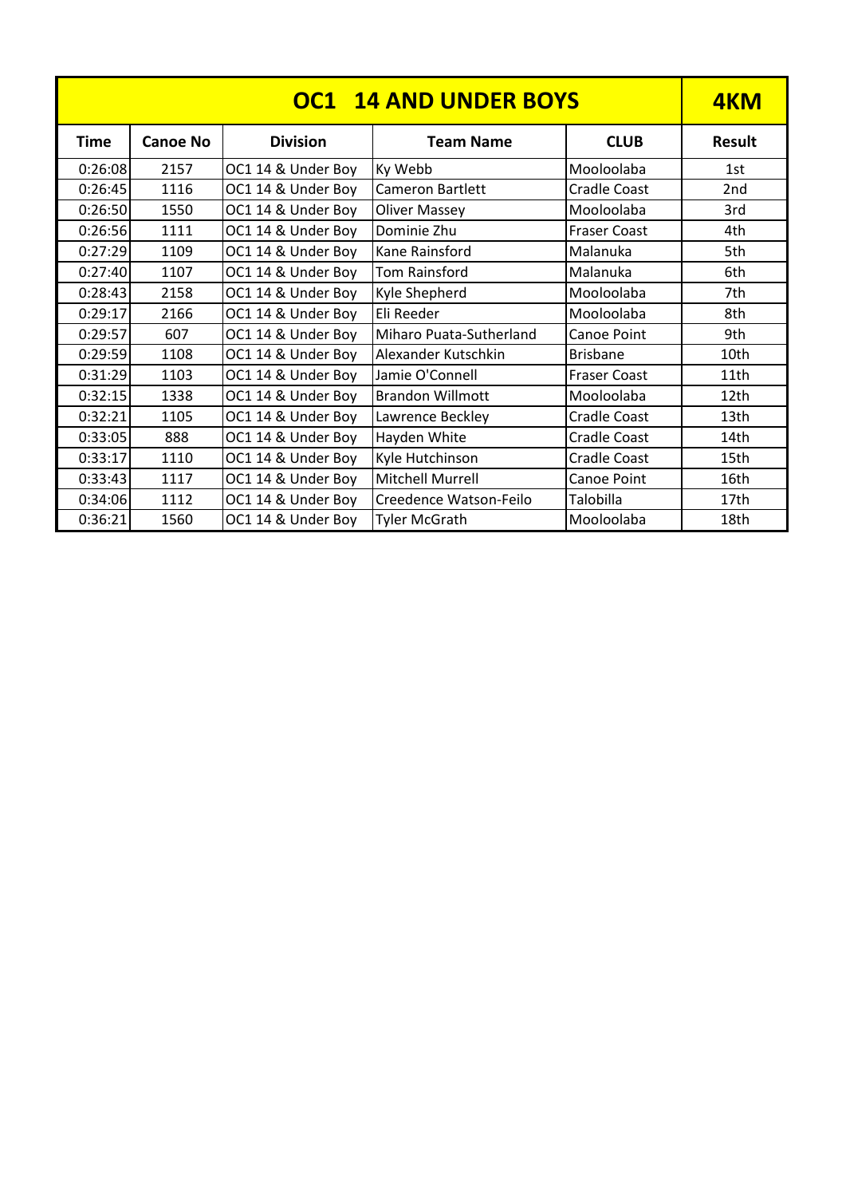| OC1 14 AND UNDER BOYS | | | | | 4KM |
|---|---|---|---|---|---|
| **Time** | **Canoe No** | **Division** | **Team Name** | **CLUB** | **Result** |
| 0:26:08 | 2157 | OC1 14 & Under Boy | Ky Webb | Mooloolaba | 1st |
| 0:26:45 | 1116 | OC1 14 & Under Boy | Cameron Bartlett | Cradle Coast | 2nd |
| 0:26:50 | 1550 | OC1 14 & Under Boy | Oliver Massey | Mooloolaba | 3rd |
| 0:26:56 | 1111 | OC1 14 & Under Boy | Dominie Zhu | Fraser Coast | 4th |
| 0:27:29 | 1109 | OC1 14 & Under Boy | Kane Rainsford | Malanuka | 5th |
| 0:27:40 | 1107 | OC1 14 & Under Boy | Tom Rainsford | Malanuka | 6th |
| 0:28:43 | 2158 | OC1 14 & Under Boy | Kyle Shepherd | Mooloolaba | 7th |
| 0:29:17 | 2166 | OC1 14 & Under Boy | Eli Reeder | Mooloolaba | 8th |
| 0:29:57 | 607 | OC1 14 & Under Boy | Miharo Puata-Sutherland | Canoe Point | 9th |
| 0:29:59 | 1108 | OC1 14 & Under Boy | Alexander Kutschkin | Brisbane | 10th |
| 0:31:29 | 1103 | OC1 14 & Under Boy | Jamie O'Connell | Fraser Coast | 11th |
| 0:32:15 | 1338 | OC1 14 & Under Boy | Brandon Willmott | Mooloolaba | 12th |
| 0:32:21 | 1105 | OC1 14 & Under Boy | Lawrence Beckley | Cradle Coast | 13th |
| 0:33:05 | 888 | OC1 14 & Under Boy | Hayden White | Cradle Coast | 14th |
| 0:33:17 | 1110 | OC1 14 & Under Boy | Kyle Hutchinson | Cradle Coast | 15th |
| 0:33:43 | 1117 | OC1 14 & Under Boy | Mitchell Murrell | Canoe Point | 16th |
| 0:34:06 | 1112 | OC1 14 & Under Boy | Creedence Watson-Feilo | Talobilla | 17th |
| 0:36:21 | 1560 | OC1 14 & Under Boy | Tyler McGrath | Mooloolaba | 18th |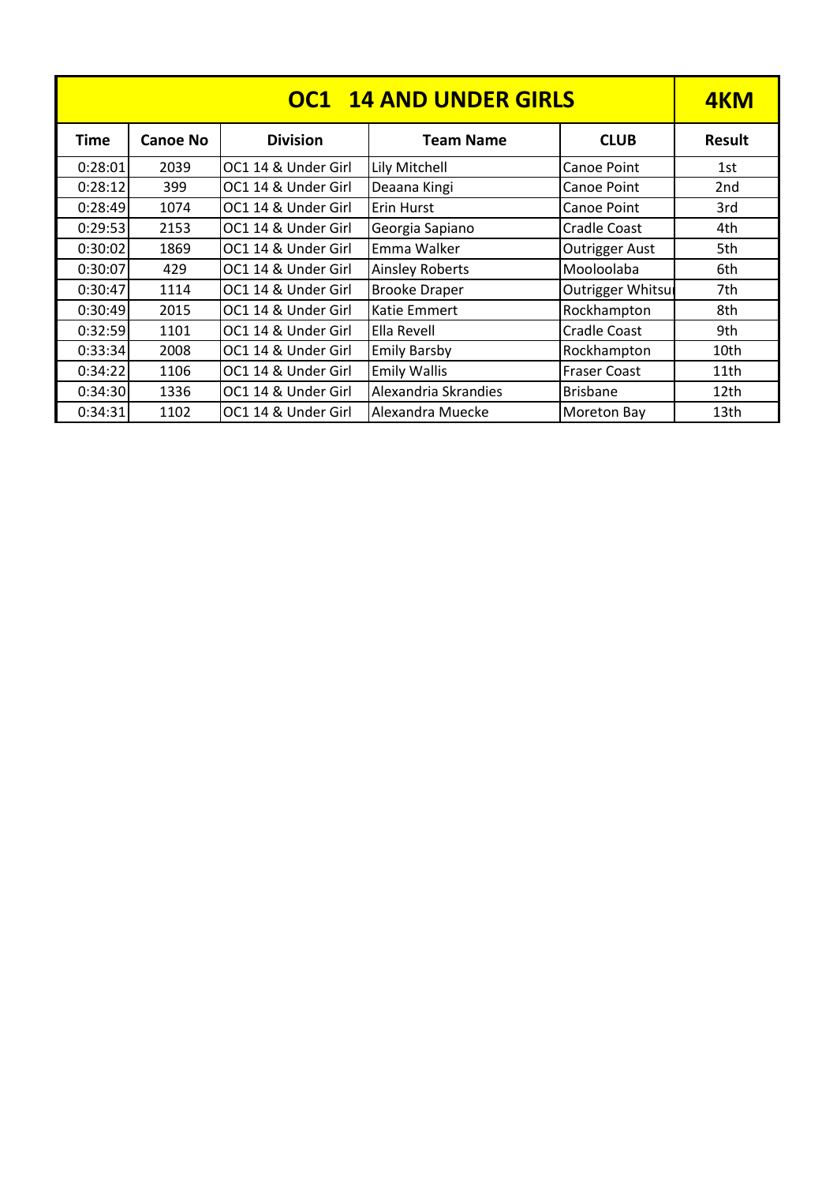| OC1 14 AND UNDER GIRLS | | | | | 4KM |
|---|---|---|---|---|---|
| Time | Canoe No | Division | Team Name | CLUB | Result |
| 0:28:01 | 2039 | OC1 14 & Under Girl | Lily Mitchell | Canoe Point | 1st |
| 0:28:12 | 399 | OC1 14 & Under Girl | Deaana Kingi | Canoe Point | 2nd |
| 0:28:49 | 1074 | OC1 14 & Under Girl | Erin Hurst | Canoe Point | 3rd |
| 0:29:53 | 2153 | OC1 14 & Under Girl | Georgia Sapiano | Cradle Coast | 4th |
| 0:30:02 | 1869 | OC1 14 & Under Girl | Emma Walker | Outrigger Aust | 5th |
| 0:30:07 | 429 | OC1 14 & Under Girl | Ainsley Roberts | Mooloolaba | 6th |
| 0:30:47 | 1114 | OC1 14 & Under Girl | Brooke Draper | Outrigger Whitsu | 7th |
| 0:30:49 | 2015 | OC1 14 & Under Girl | Katie Emmert | Rockhampton | 8th |
| 0:32:59 | 1101 | OC1 14 & Under Girl | Ella Revell | Cradle Coast | 9th |
| 0:33:34 | 2008 | OC1 14 & Under Girl | Emily Barsby | Rockhampton | 10th |
| 0:34:22 | 1106 | OC1 14 & Under Girl | Emily Wallis | Fraser Coast | 11th |
| 0:34:30 | 1336 | OC1 14 & Under Girl | Alexandria Skrandies | Brisbane | 12th |
| 0:34:31 | 1102 | OC1 14 & Under Girl | Alexandra Muecke | Moreton Bay | 13th |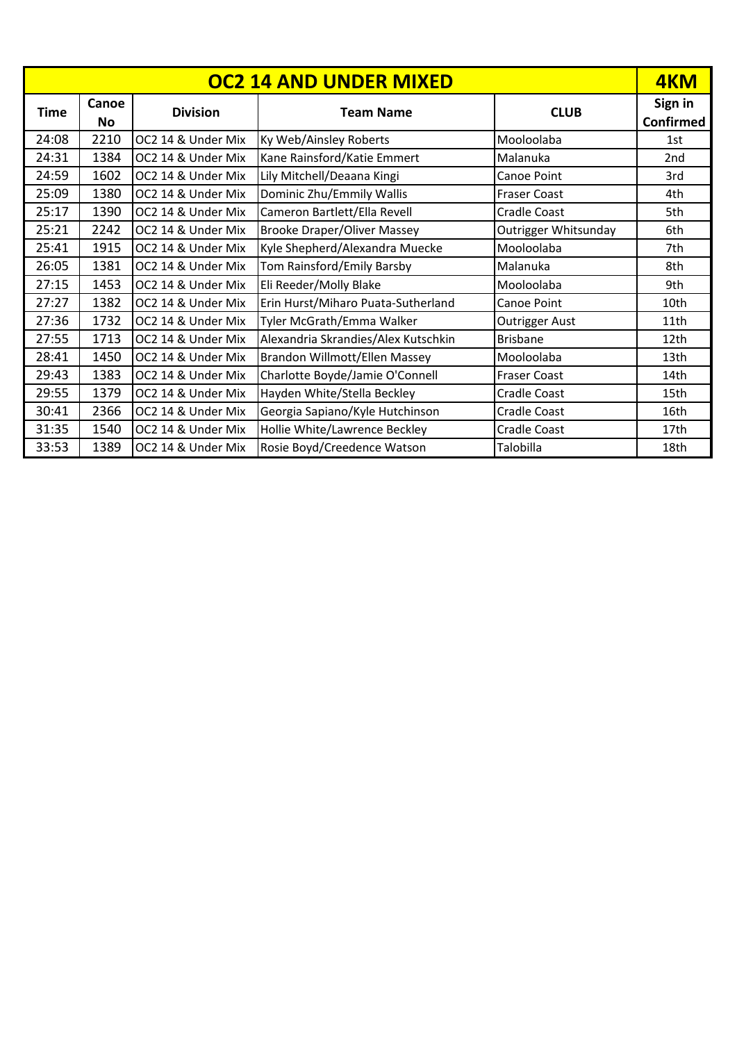| OC2 14 AND UNDER MIXED | | | | | 4KM |
|---|---|---|---|---|---|
| Time | Canoe No | Division | Team Name | CLUB | Sign in Confirmed |
| 24:08 | 2210 | OC2 14 & Under Mix | Ky Web/Ainsley Roberts | Mooloolaba | 1st |
| 24:31 | 1384 | OC2 14 & Under Mix | Kane Rainsford/Katie Emmert | Malanuka | 2nd |
| 24:59 | 1602 | OC2 14 & Under Mix | Lily Mitchell/Deaana Kingi | Canoe Point | 3rd |
| 25:09 | 1380 | OC2 14 & Under Mix | Dominic Zhu/Emmily Wallis | Fraser Coast | 4th |
| 25:17 | 1390 | OC2 14 & Under Mix | Cameron Bartlett/Ella Revell | Cradle Coast | 5th |
| 25:21 | 2242 | OC2 14 & Under Mix | Brooke Draper/Oliver Massey | Outrigger Whitsunday | 6th |
| 25:41 | 1915 | OC2 14 & Under Mix | Kyle Shepherd/Alexandra Muecke | Mooloolaba | 7th |
| 26:05 | 1381 | OC2 14 & Under Mix | Tom Rainsford/Emily Barsby | Malanuka | 8th |
| 27:15 | 1453 | OC2 14 & Under Mix | Eli Reeder/Molly Blake | Mooloolaba | 9th |
| 27:27 | 1382 | OC2 14 & Under Mix | Erin Hurst/Miharo Puata-Sutherland | Canoe Point | 10th |
| 27:36 | 1732 | OC2 14 & Under Mix | Tyler McGrath/Emma Walker | Outrigger Aust | 11th |
| 27:55 | 1713 | OC2 14 & Under Mix | Alexandria Skrandies/Alex Kutschkin | Brisbane | 12th |
| 28:41 | 1450 | OC2 14 & Under Mix | Brandon Willmott/Ellen Massey | Mooloolaba | 13th |
| 29:43 | 1383 | OC2 14 & Under Mix | Charlotte Boyde/Jamie O'Connell | Fraser Coast | 14th |
| 29:55 | 1379 | OC2 14 & Under Mix | Hayden White/Stella Beckley | Cradle Coast | 15th |
| 30:41 | 2366 | OC2 14 & Under Mix | Georgia Sapiano/Kyle Hutchinson | Cradle Coast | 16th |
| 31:35 | 1540 | OC2 14 & Under Mix | Hollie White/Lawrence Beckley | Cradle Coast | 17th |
| 33:53 | 1389 | OC2 14 & Under Mix | Rosie Boyd/Creedence Watson | Talobilla | 18th |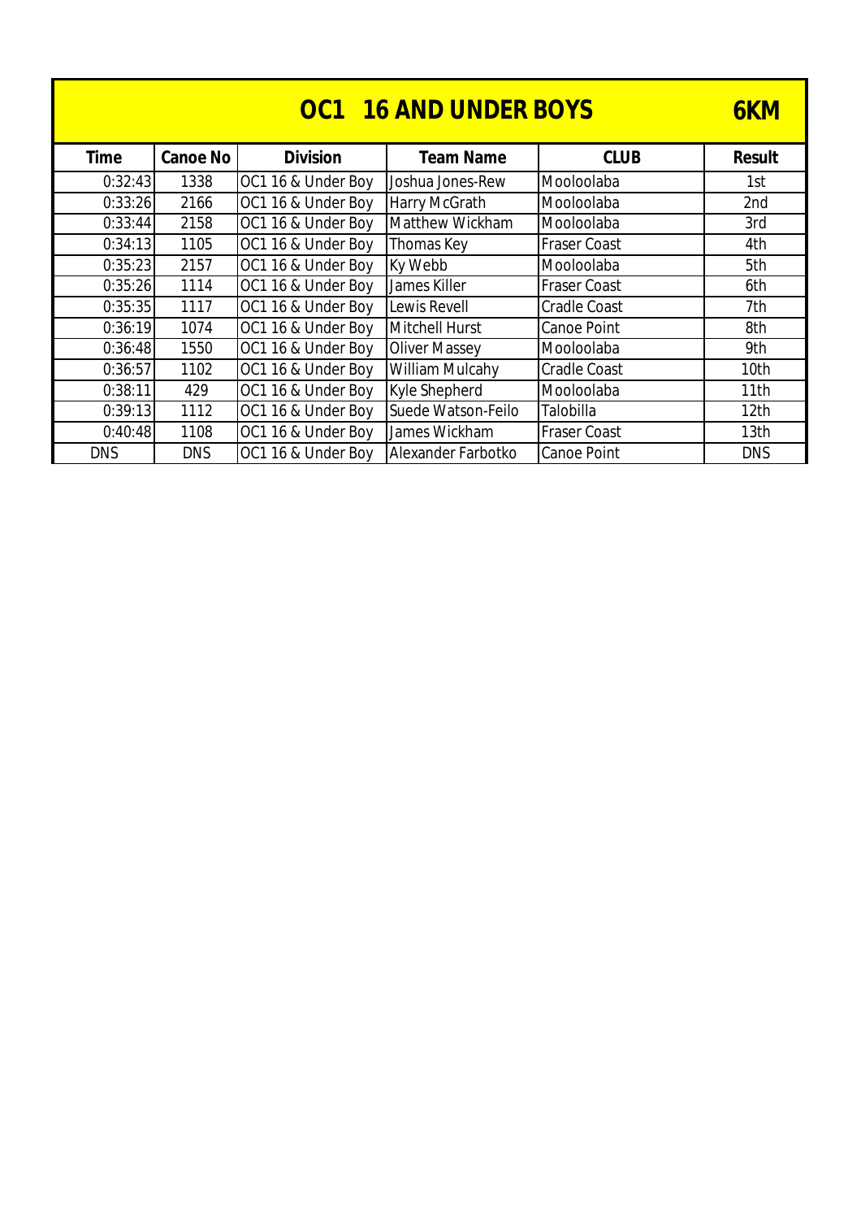## OC1 16 AND UNDER BOYS — 6KM

| Time | Canoe No | Division | Team Name | CLUB | Result |
|---|---|---|---|---|---|
| 0:32:43 | 1338 | OC1 16 & Under Boy | Joshua Jones-Rew | Mooloolaba | 1st |
| 0:33:26 | 2166 | OC1 16 & Under Boy | Harry McGrath | Mooloolaba | 2nd |
| 0:33:44 | 2158 | OC1 16 & Under Boy | Matthew Wickham | Mooloolaba | 3rd |
| 0:34:13 | 1105 | OC1 16 & Under Boy | Thomas Key | Fraser Coast | 4th |
| 0:35:23 | 2157 | OC1 16 & Under Boy | Ky Webb | Mooloolaba | 5th |
| 0:35:26 | 1114 | OC1 16 & Under Boy | James Killer | Fraser Coast | 6th |
| 0:35:35 | 1117 | OC1 16 & Under Boy | Lewis Revell | Cradle Coast | 7th |
| 0:36:19 | 1074 | OC1 16 & Under Boy | Mitchell Hurst | Canoe Point | 8th |
| 0:36:48 | 1550 | OC1 16 & Under Boy | Oliver Massey | Mooloolaba | 9th |
| 0:36:57 | 1102 | OC1 16 & Under Boy | William Mulcahy | Cradle Coast | 10th |
| 0:38:11 | 429 | OC1 16 & Under Boy | Kyle Shepherd | Mooloolaba | 11th |
| 0:39:13 | 1112 | OC1 16 & Under Boy | Suede Watson-Feilo | Talobilla | 12th |
| 0:40:48 | 1108 | OC1 16 & Under Boy | James Wickham | Fraser Coast | 13th |
| DNS | DNS | OC1 16 & Under Boy | Alexander Farbotko | Canoe Point | DNS |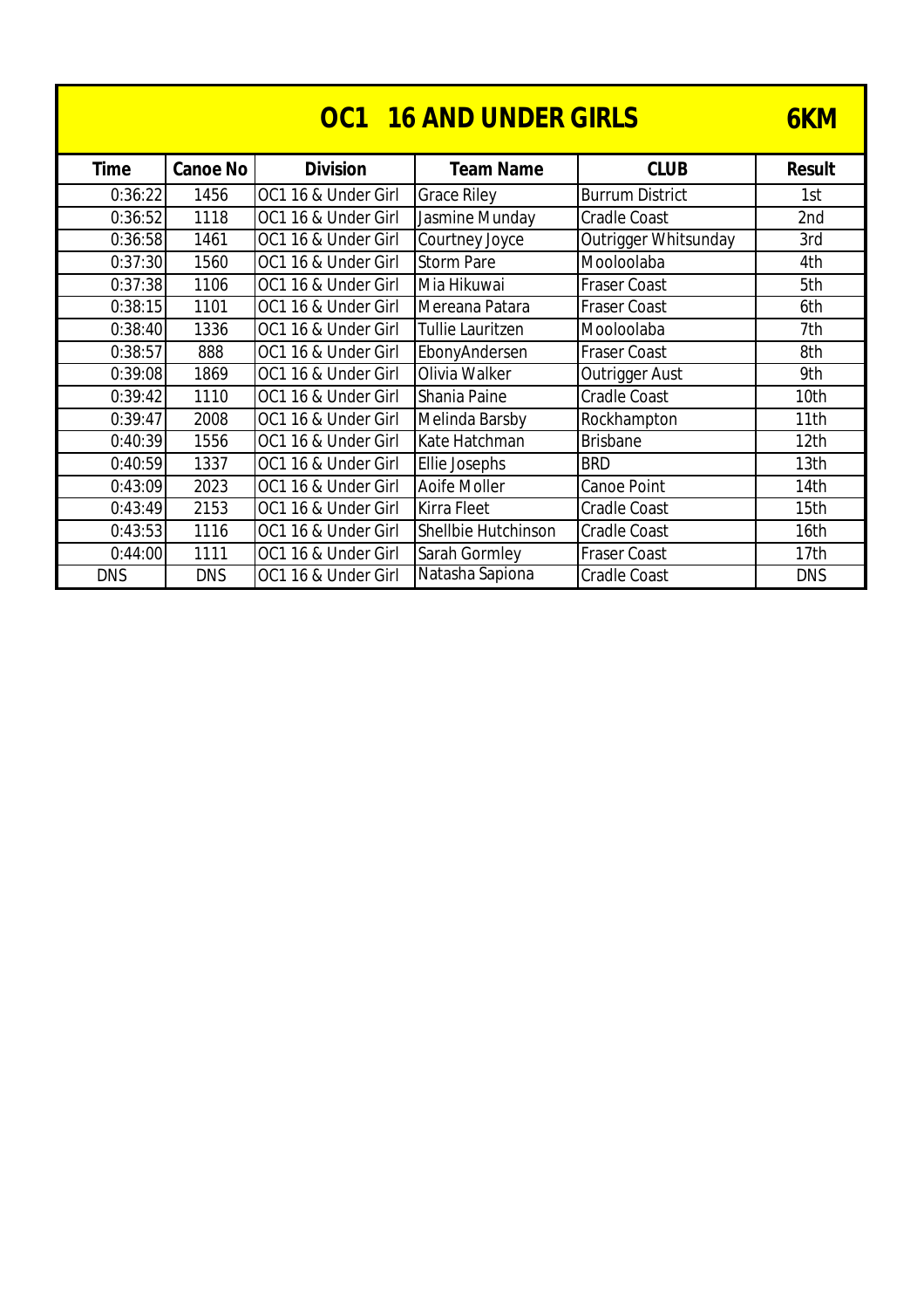## OC1 16 AND UNDER GIRLS 6KM

| Time | Canoe No | Division | Team Name | CLUB | Result |
|---|---|---|---|---|---|
| 0:36:22 | 1456 | OC1 16 & Under Girl | Grace Riley | Burrum District | 1st |
| 0:36:52 | 1118 | OC1 16 & Under Girl | Jasmine Munday | Cradle Coast | 2nd |
| 0:36:58 | 1461 | OC1 16 & Under Girl | Courtney Joyce | Outrigger Whitsunday | 3rd |
| 0:37:30 | 1560 | OC1 16 & Under Girl | Storm Pare | Mooloolaba | 4th |
| 0:37:38 | 1106 | OC1 16 & Under Girl | Mia Hikuwai | Fraser Coast | 5th |
| 0:38:15 | 1101 | OC1 16 & Under Girl | Mereana Patara | Fraser Coast | 6th |
| 0:38:40 | 1336 | OC1 16 & Under Girl | Tullie Lauritzen | Mooloolaba | 7th |
| 0:38:57 | 888 | OC1 16 & Under Girl | EbonyAndersen | Fraser Coast | 8th |
| 0:39:08 | 1869 | OC1 16 & Under Girl | Olivia Walker | Outrigger Aust | 9th |
| 0:39:42 | 1110 | OC1 16 & Under Girl | Shania Paine | Cradle Coast | 10th |
| 0:39:47 | 2008 | OC1 16 & Under Girl | Melinda Barsby | Rockhampton | 11th |
| 0:40:39 | 1556 | OC1 16 & Under Girl | Kate Hatchman | Brisbane | 12th |
| 0:40:59 | 1337 | OC1 16 & Under Girl | Ellie Josephs | BRD | 13th |
| 0:43:09 | 2023 | OC1 16 & Under Girl | Aoife Moller | Canoe Point | 14th |
| 0:43:49 | 2153 | OC1 16 & Under Girl | Kirra Fleet | Cradle Coast | 15th |
| 0:43:53 | 1116 | OC1 16 & Under Girl | Shellbie Hutchinson | Cradle Coast | 16th |
| 0:44:00 | 1111 | OC1 16 & Under Girl | Sarah Gormley | Fraser Coast | 17th |
| DNS | DNS | OC1 16 & Under Girl | Natasha Sapiona | Cradle Coast | DNS |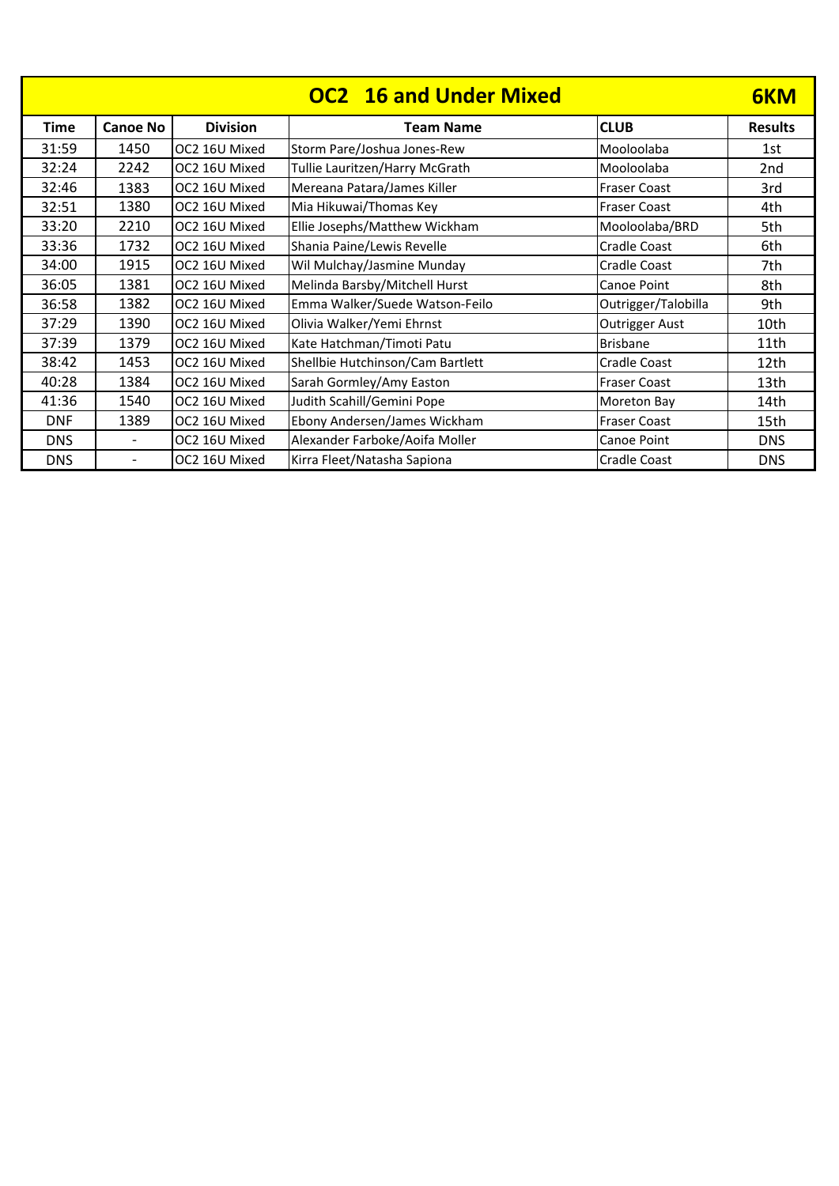## OC2 16 and Under Mixed — 6KM

| Time | Canoe No | Division | Team Name | CLUB | Results |
|---|---|---|---|---|---|
| 31:59 | 1450 | OC2 16U Mixed | Storm Pare/Joshua Jones-Rew | Mooloolaba | 1st |
| 32:24 | 2242 | OC2 16U Mixed | Tullie Lauritzen/Harry McGrath | Mooloolaba | 2nd |
| 32:46 | 1383 | OC2 16U Mixed | Mereana Patara/James Killer | Fraser Coast | 3rd |
| 32:51 | 1380 | OC2 16U Mixed | Mia Hikuwai/Thomas Key | Fraser Coast | 4th |
| 33:20 | 2210 | OC2 16U Mixed | Ellie Josephs/Matthew Wickham | Mooloolaba/BRD | 5th |
| 33:36 | 1732 | OC2 16U Mixed | Shania Paine/Lewis Revelle | Cradle Coast | 6th |
| 34:00 | 1915 | OC2 16U Mixed | Wil Mulchay/Jasmine Munday | Cradle Coast | 7th |
| 36:05 | 1381 | OC2 16U Mixed | Melinda Barsby/Mitchell Hurst | Canoe Point | 8th |
| 36:58 | 1382 | OC2 16U Mixed | Emma Walker/Suede Watson-Feilo | Outrigger/Talobilla | 9th |
| 37:29 | 1390 | OC2 16U Mixed | Olivia Walker/Yemi Ehrnst | Outrigger Aust | 10th |
| 37:39 | 1379 | OC2 16U Mixed | Kate Hatchman/Timoti Patu | Brisbane | 11th |
| 38:42 | 1453 | OC2 16U Mixed | Shellbie Hutchinson/Cam Bartlett | Cradle Coast | 12th |
| 40:28 | 1384 | OC2 16U Mixed | Sarah Gormley/Amy Easton | Fraser Coast | 13th |
| 41:36 | 1540 | OC2 16U Mixed | Judith Scahill/Gemini Pope | Moreton Bay | 14th |
| DNF | 1389 | OC2 16U Mixed | Ebony Andersen/James Wickham | Fraser Coast | 15th |
| DNS | - | OC2 16U Mixed | Alexander Farboke/Aoifa Moller | Canoe Point | DNS |
| DNS | - | OC2 16U Mixed | Kirra Fleet/Natasha Sapiona | Cradle Coast | DNS |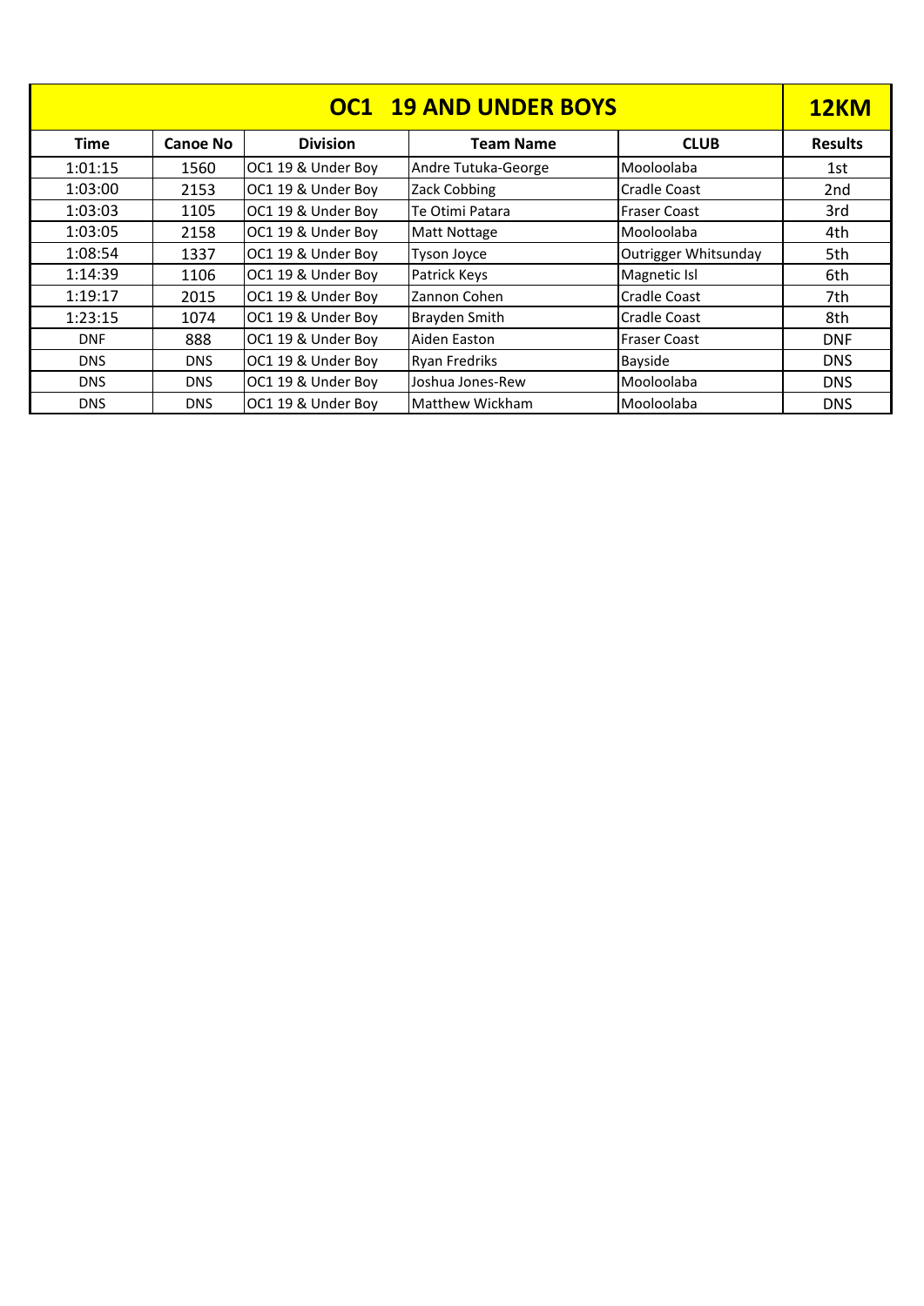| OC1 19 AND UNDER BOYS | | | | | 12KM |
|---|---|---|---|---|---|
| **Time** | **Canoe No** | **Division** | **Team Name** | **CLUB** | **Results** |
| 1:01:15 | 1560 | OC1 19 & Under Boy | Andre Tutuka-George | Mooloolaba | 1st |
| 1:03:00 | 2153 | OC1 19 & Under Boy | Zack Cobbing | Cradle Coast | 2nd |
| 1:03:03 | 1105 | OC1 19 & Under Boy | Te Otimi Patara | Fraser Coast | 3rd |
| 1:03:05 | 2158 | OC1 19 & Under Boy | Matt Nottage | Mooloolaba | 4th |
| 1:08:54 | 1337 | OC1 19 & Under Boy | Tyson Joyce | Outrigger Whitsunday | 5th |
| 1:14:39 | 1106 | OC1 19 & Under Boy | Patrick Keys | Magnetic Isl | 6th |
| 1:19:17 | 2015 | OC1 19 & Under Boy | Zannon Cohen | Cradle Coast | 7th |
| 1:23:15 | 1074 | OC1 19 & Under Boy | Brayden Smith | Cradle Coast | 8th |
| DNF | 888 | OC1 19 & Under Boy | Aiden Easton | Fraser Coast | DNF |
| DNS | DNS | OC1 19 & Under Boy | Ryan Fredriks | Bayside | DNS |
| DNS | DNS | OC1 19 & Under Boy | Joshua Jones-Rew | Mooloolaba | DNS |
| DNS | DNS | OC1 19 & Under Boy | Matthew Wickham | Mooloolaba | DNS |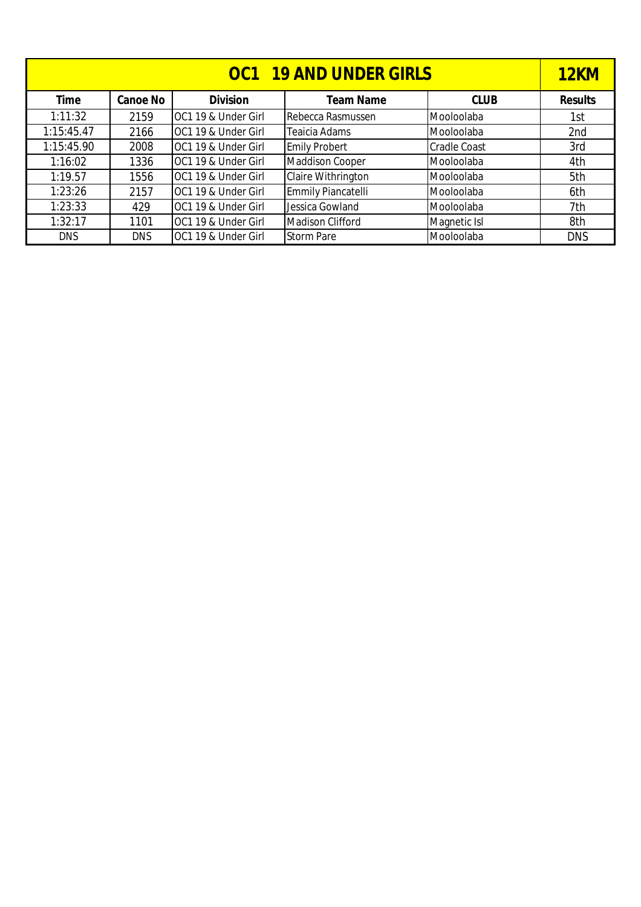| OC1 19 AND UNDER GIRLS | | | | | 12KM |
|---|---|---|---|---|---|
| **Time** | **Canoe No** | **Division** | **Team Name** | **CLUB** | **Results** |
| 1:11:32 | 2159 | OC1 19 & Under Girl | Rebecca Rasmussen | Mooloolaba | 1st |
| 1:15:45.47 | 2166 | OC1 19 & Under Girl | Teaicia Adams | Mooloolaba | 2nd |
| 1:15:45.90 | 2008 | OC1 19 & Under Girl | Emily Probert | Cradle Coast | 3rd |
| 1:16:02 | 1336 | OC1 19 & Under Girl | Maddison Cooper | Mooloolaba | 4th |
| 1:19.57 | 1556 | OC1 19 & Under Girl | Claire Withrington | Mooloolaba | 5th |
| 1:23:26 | 2157 | OC1 19 & Under Girl | Emmily Piancatelli | Mooloolaba | 6th |
| 1:23:33 | 429 | OC1 19 & Under Girl | Jessica Gowland | Mooloolaba | 7th |
| 1:32:17 | 1101 | OC1 19 & Under Girl | Madison Clifford | Magnetic Isl | 8th |
| DNS | DNS | OC1 19 & Under Girl | Storm Pare | Mooloolaba | DNS |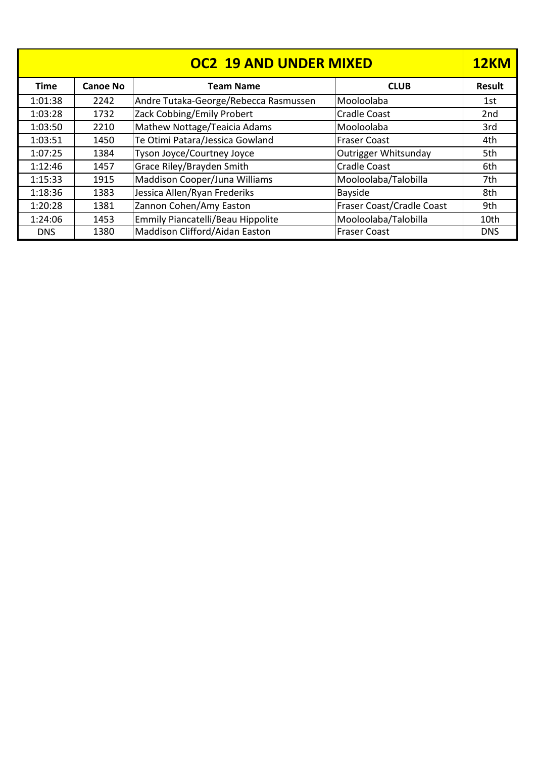| OC2 19 AND UNDER MIXED | | | | 12KM |
|---|---|---|---|---|
| **Time** | **Canoe No** | **Team Name** | **CLUB** | **Result** |
| 1:01:38 | 2242 | Andre Tutaka-George/Rebecca Rasmussen | Mooloolaba | 1st |
| 1:03:28 | 1732 | Zack Cobbing/Emily Probert | Cradle Coast | 2nd |
| 1:03:50 | 2210 | Mathew Nottage/Teaicia Adams | Mooloolaba | 3rd |
| 1:03:51 | 1450 | Te Otimi Patara/Jessica Gowland | Fraser Coast | 4th |
| 1:07:25 | 1384 | Tyson Joyce/Courtney Joyce | Outrigger Whitsunday | 5th |
| 1:12:46 | 1457 | Grace Riley/Brayden Smith | Cradle Coast | 6th |
| 1:15:33 | 1915 | Maddison Cooper/Juna Williams | Mooloolaba/Talobilla | 7th |
| 1:18:36 | 1383 | Jessica Allen/Ryan Frederiks | Bayside | 8th |
| 1:20:28 | 1381 | Zannon Cohen/Amy Easton | Fraser Coast/Cradle Coast | 9th |
| 1:24:06 | 1453 | Emmily Piancatelli/Beau Hippolite | Mooloolaba/Talobilla | 10th |
| DNS | 1380 | Maddison Clifford/Aidan Easton | Fraser Coast | DNS |